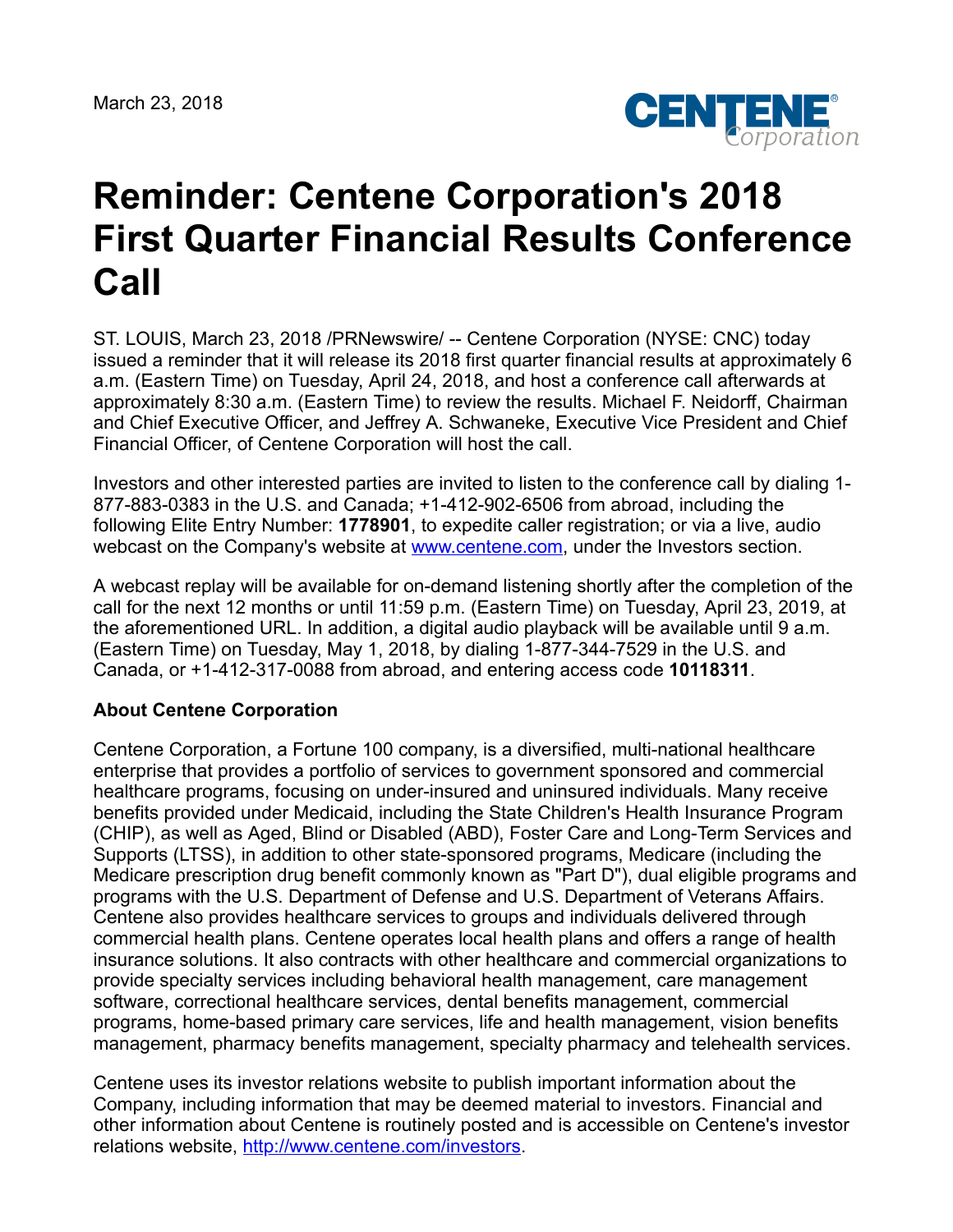March 23, 2018

# Reminder: Centene Corporation's 2018 First Quarter Financial Results Conference Call

ST. LOUIS, March 23, 2018 /PRNewswire/ -- Centene Corporation (NYSE: CNC) today issued a reminder that it will release its 2018 first quarter financial results at approximately 6 a.m. (Eastern Time) on Tuesday, April 24, 2018, and host a conference call afterwards at approximately 8:30 a.m. (Eastern Time) to review the results. Michael F. Neidorff, Chairman and Chief Executive Officer, and Jeffrey A. Schwaneke, Executive Vice President and Chief Financial Officer, of Centene Corporation will host the call.

Investors and other interested parties are invited to listen to the conference call by dialing 1-877-883-0383 in the U.S. and Canada; +1-412-902-6506 from abroad, including the following Elite Entry Number: **1778901**, to expedite caller registration; or via a live, audio webcast on the Company's website at www.centene.com, under the Investors section.

A webcast replay will be available for on-demand listening shortly after the completion of the call for the next 12 months or until 11:59 p.m. (Eastern Time) on Tuesday, April 23, 2019, at the aforementioned URL. In addition, a digital audio playback will be available until 9 a.m. (Eastern Time) on Tuesday, May 1, 2018, by dialing 1-877-344-7529 in the U.S. and Canada, or +1-412-317-0088 from abroad, and entering access code **10118311**.

**About Centene Corporation**

Centene Corporation, a Fortune 100 company, is a diversified, multi-national healthcare enterprise that provides a portfolio of services to government sponsored and commercial healthcare programs, focusing on under-insured and uninsured individuals. Many receive benefits provided under Medicaid, including the State Children's Health Insurance Program (CHIP), as well as Aged, Blind or Disabled (ABD), Foster Care and Long-Term Services and Supports (LTSS), in addition to other state-sponsored programs, Medicare (including the Medicare prescription drug benefit commonly known as "Part D"), dual eligible programs and programs with the U.S. Department of Defense and U.S. Department of Veterans Affairs. Centene also provides healthcare services to groups and individuals delivered through commercial health plans. Centene operates local health plans and offers a range of health insurance solutions. It also contracts with other healthcare and commercial organizations to provide specialty services including behavioral health management, care management software, correctional healthcare services, dental benefits management, commercial programs, home-based primary care services, life and health management, vision benefits management, pharmacy benefits management, specialty pharmacy and telehealth services.

Centene uses its investor relations website to publish important information about the Company, including information that may be deemed material to investors. Financial and other information about Centene is routinely posted and is accessible on Centene's investor relations website, http://www.centene.com/investors.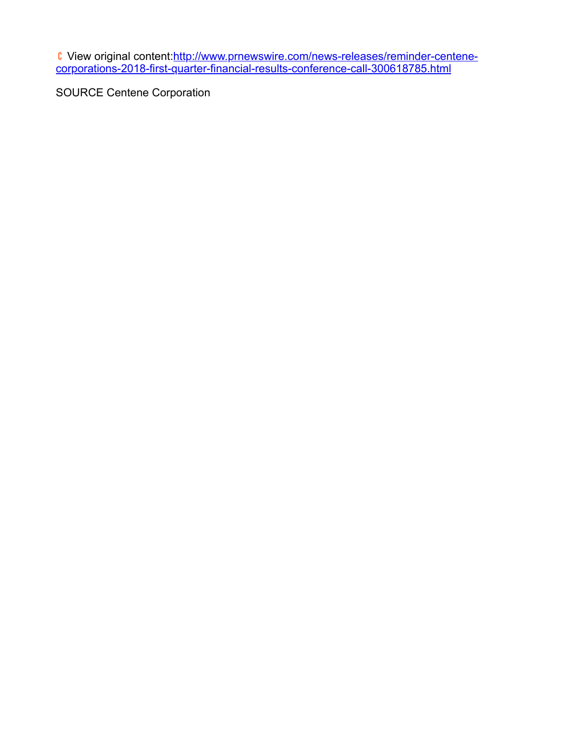View original content:[http://www.prnewswire.com/news-releases/reminder-centene-corporations-2018-first-quarter-financial-results-conference-call-300618785.html](http://www.prnewswire.com/news-releases/reminder-centene-corporations-2018-first-quarter-financial-results-conference-call-300618785.html)

SOURCE Centene Corporation